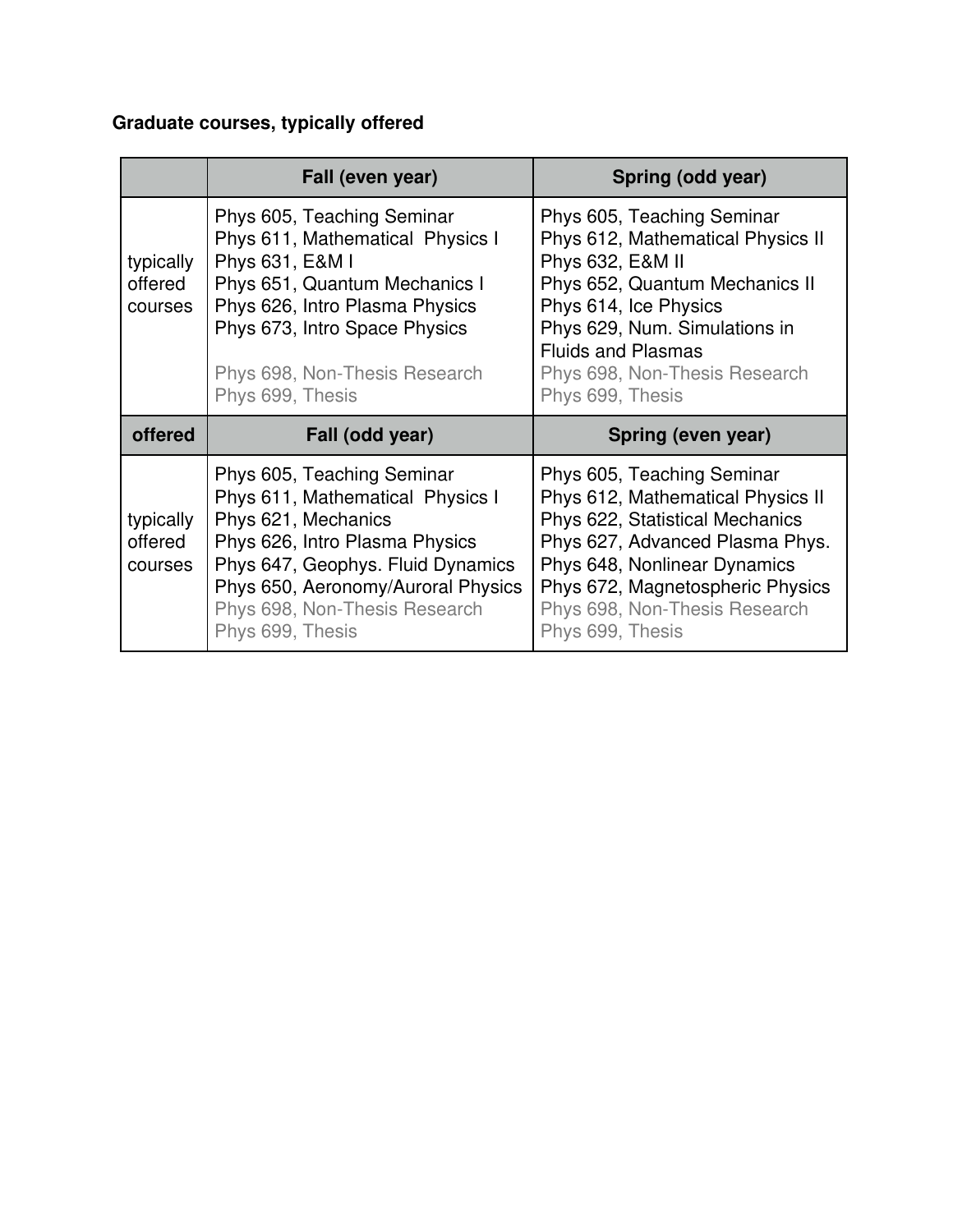**Graduate courses, typically offered**

| | Fall (even year) | Spring (odd year) |
|---|---|---|
| typically offered courses | Phys 605, Teaching Seminar<br>Phys 611, Mathematical Physics I<br>Phys 631, E&M I<br>Phys 651, Quantum Mechanics I<br>Phys 626, Intro Plasma Physics<br>Phys 673, Intro Space Physics<br><br>Phys 698, Non-Thesis Research<br>Phys 699, Thesis | Phys 605, Teaching Seminar<br>Phys 612, Mathematical Physics II<br>Phys 632, E&M II<br>Phys 652, Quantum Mechanics II<br>Phys 614, Ice Physics<br>Phys 629, Num. Simulations in Fluids and Plasmas<br>Phys 698, Non-Thesis Research<br>Phys 699, Thesis |
| **offered** | **Fall (odd year)** | **Spring (even year)** |
| typically offered courses | Phys 605, Teaching Seminar<br>Phys 611, Mathematical Physics I<br>Phys 621, Mechanics<br>Phys 626, Intro Plasma Physics<br>Phys 647, Geophys. Fluid Dynamics<br>Phys 650, Aeronomy/Auroral Physics<br>Phys 698, Non-Thesis Research<br>Phys 699, Thesis | Phys 605, Teaching Seminar<br>Phys 612, Mathematical Physics II<br>Phys 622, Statistical Mechanics<br>Phys 627, Advanced Plasma Phys.<br>Phys 648, Nonlinear Dynamics<br>Phys 672, Magnetospheric Physics<br>Phys 698, Non-Thesis Research<br>Phys 699, Thesis |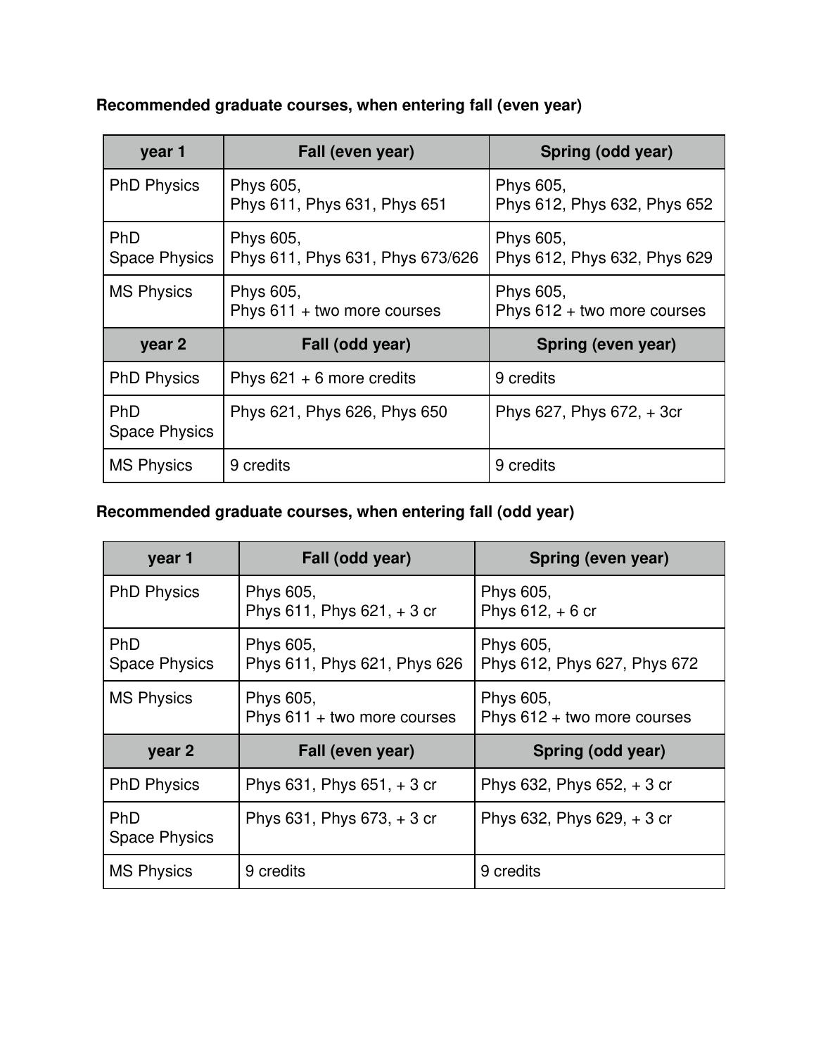**Recommended graduate courses, when entering fall (even year)**

| year 1 | Fall (even year) | Spring (odd year) |
|---|---|---|
| PhD Physics | Phys 605,<br>Phys 611, Phys 631, Phys 651 | Phys 605,<br>Phys 612, Phys 632, Phys 652 |
| PhD<br>Space Physics | Phys 605,<br>Phys 611, Phys 631, Phys 673/626 | Phys 605,<br>Phys 612, Phys 632, Phys 629 |
| MS Physics | Phys 605,<br>Phys 611 + two more courses | Phys 605,<br>Phys 612 + two more courses |
| **year 2** | **Fall (odd year)** | **Spring (even year)** |
| PhD Physics | Phys 621 + 6 more credits | 9 credits |
| PhD<br>Space Physics | Phys 621, Phys 626, Phys 650 | Phys 627, Phys 672, + 3cr |
| MS Physics | 9 credits | 9 credits |

**Recommended graduate courses, when entering fall (odd year)**

| year 1 | Fall (odd year) | Spring (even year) |
|---|---|---|
| PhD Physics | Phys 605,<br>Phys 611, Phys 621, + 3 cr | Phys 605,<br>Phys 612, + 6 cr |
| PhD<br>Space Physics | Phys 605,<br>Phys 611, Phys 621, Phys 626 | Phys 605,<br>Phys 612, Phys 627, Phys 672 |
| MS Physics | Phys 605,<br>Phys 611 + two more courses | Phys 605,<br>Phys 612 + two more courses |
| **year 2** | **Fall (even year)** | **Spring (odd year)** |
| PhD Physics | Phys 631, Phys 651, + 3 cr | Phys 632, Phys 652, + 3 cr |
| PhD<br>Space Physics | Phys 631, Phys 673, + 3 cr | Phys 632, Phys 629, + 3 cr |
| MS Physics | 9 credits | 9 credits |